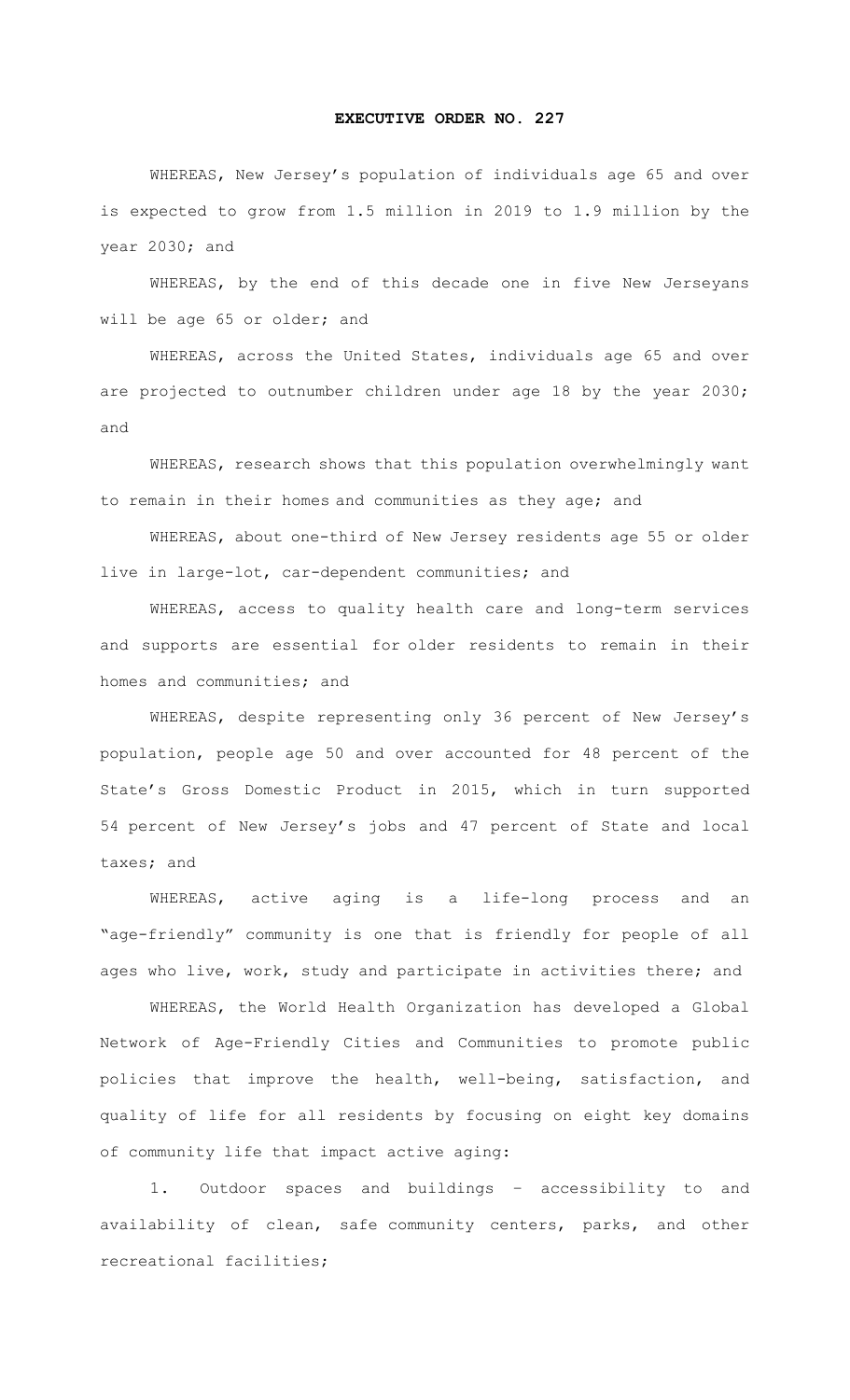# EXECUTIVE ORDER NO. 227

WHEREAS, New Jersey's population of individuals age 65 and over is expected to grow from 1.5 million in 2019 to 1.9 million by the year 2030; and

WHEREAS, by the end of this decade one in five New Jerseyans will be age 65 or older; and

WHEREAS, across the United States, individuals age 65 and over are projected to outnumber children under age 18 by the year 2030; and

WHEREAS, research shows that this population overwhelmingly want to remain in their homes and communities as they age; and

WHEREAS, about one-third of New Jersey residents age 55 or older live in large-lot, car-dependent communities; and

WHEREAS, access to quality health care and long-term services and supports are essential for older residents to remain in their homes and communities; and

WHEREAS, despite representing only 36 percent of New Jersey's population, people age 50 and over accounted for 48 percent of the State's Gross Domestic Product in 2015, which in turn supported 54 percent of New Jersey's jobs and 47 percent of State and local taxes; and

WHEREAS, active aging is a life-long process and an "age-friendly" community is one that is friendly for people of all ages who live, work, study and participate in activities there; and

WHEREAS, the World Health Organization has developed a Global Network of Age-Friendly Cities and Communities to promote public policies that improve the health, well-being, satisfaction, and quality of life for all residents by focusing on eight key domains of community life that impact active aging:

1. Outdoor spaces and buildings – accessibility to and availability of clean, safe community centers, parks, and other recreational facilities;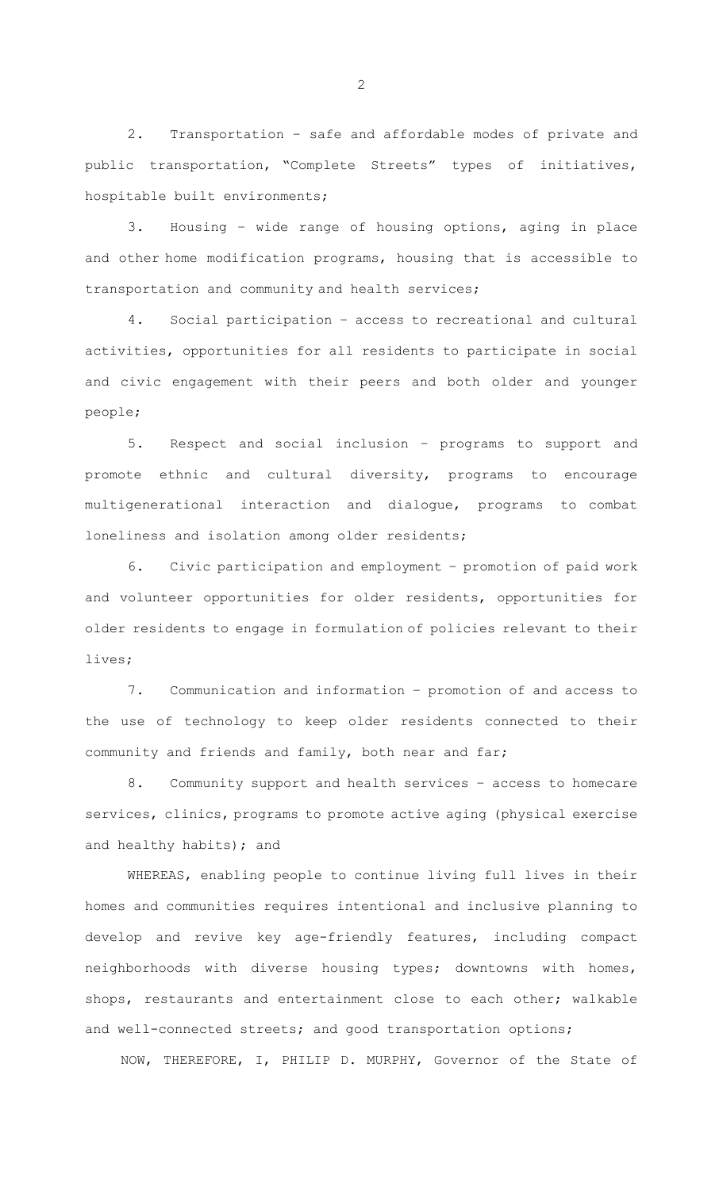2. Transportation – safe and affordable modes of private and public transportation, "Complete Streets" types of initiatives, hospitable built environments;

3. Housing – wide range of housing options, aging in place and other home modification programs, housing that is accessible to transportation and community and health services;

4. Social participation – access to recreational and cultural activities, opportunities for all residents to participate in social and civic engagement with their peers and both older and younger people;

5. Respect and social inclusion – programs to support and promote ethnic and cultural diversity, programs to encourage multigenerational interaction and dialogue, programs to combat loneliness and isolation among older residents;

6. Civic participation and employment – promotion of paid work and volunteer opportunities for older residents, opportunities for older residents to engage in formulation of policies relevant to their lives;

7. Communication and information – promotion of and access to the use of technology to keep older residents connected to their community and friends and family, both near and far;

8. Community support and health services – access to homecare services, clinics, programs to promote active aging (physical exercise and healthy habits); and

WHEREAS, enabling people to continue living full lives in their homes and communities requires intentional and inclusive planning to develop and revive key age-friendly features, including compact neighborhoods with diverse housing types; downtowns with homes, shops, restaurants and entertainment close to each other; walkable and well-connected streets; and good transportation options;

NOW, THEREFORE, I, PHILIP D. MURPHY, Governor of the State of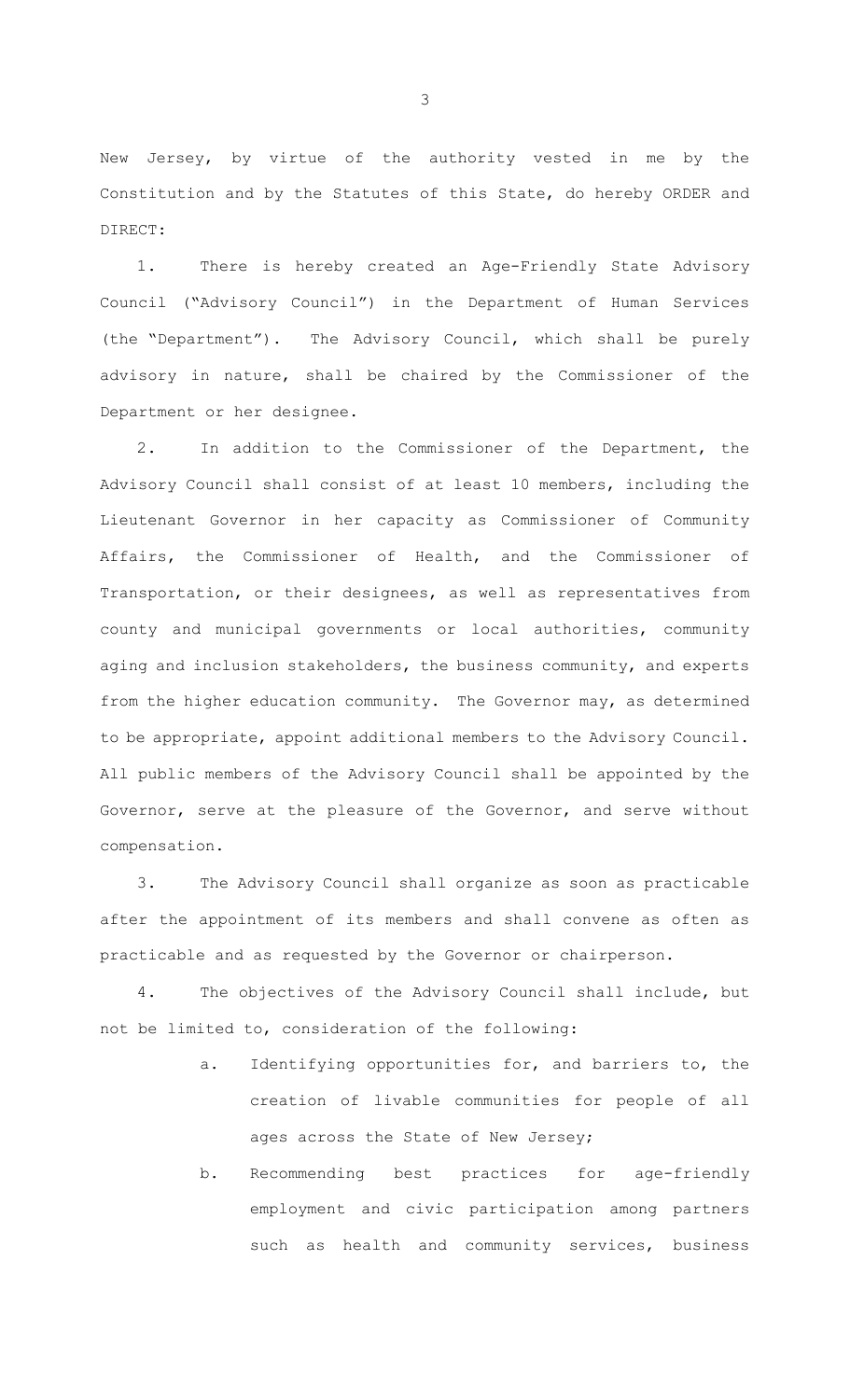New Jersey, by virtue of the authority vested in me by the Constitution and by the Statutes of this State, do hereby ORDER and DIRECT:

1. There is hereby created an Age-Friendly State Advisory Council ("Advisory Council") in the Department of Human Services (the "Department"). The Advisory Council, which shall be purely advisory in nature, shall be chaired by the Commissioner of the Department or her designee.

2. In addition to the Commissioner of the Department, the Advisory Council shall consist of at least 10 members, including the Lieutenant Governor in her capacity as Commissioner of Community Affairs, the Commissioner of Health, and the Commissioner of Transportation, or their designees, as well as representatives from county and municipal governments or local authorities, community aging and inclusion stakeholders, the business community, and experts from the higher education community. The Governor may, as determined to be appropriate, appoint additional members to the Advisory Council. All public members of the Advisory Council shall be appointed by the Governor, serve at the pleasure of the Governor, and serve without compensation.

3. The Advisory Council shall organize as soon as practicable after the appointment of its members and shall convene as often as practicable and as requested by the Governor or chairperson.

4. The objectives of the Advisory Council shall include, but not be limited to, consideration of the following:

   a. Identifying opportunities for, and barriers to, the creation of livable communities for people of all ages across the State of New Jersey;

   b. Recommending best practices for age-friendly employment and civic participation among partners such as health and community services, business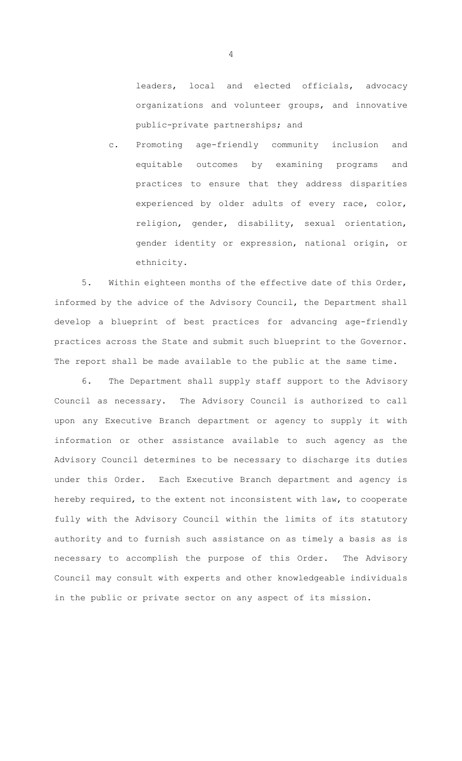leaders, local and elected officials, advocacy organizations and volunteer groups, and innovative public-private partnerships; and

c. Promoting age-friendly community inclusion and equitable outcomes by examining programs and practices to ensure that they address disparities experienced by older adults of every race, color, religion, gender, disability, sexual orientation, gender identity or expression, national origin, or ethnicity.

5. Within eighteen months of the effective date of this Order, informed by the advice of the Advisory Council, the Department shall develop a blueprint of best practices for advancing age-friendly practices across the State and submit such blueprint to the Governor. The report shall be made available to the public at the same time.

6. The Department shall supply staff support to the Advisory Council as necessary. The Advisory Council is authorized to call upon any Executive Branch department or agency to supply it with information or other assistance available to such agency as the Advisory Council determines to be necessary to discharge its duties under this Order. Each Executive Branch department and agency is hereby required, to the extent not inconsistent with law, to cooperate fully with the Advisory Council within the limits of its statutory authority and to furnish such assistance on as timely a basis as is necessary to accomplish the purpose of this Order. The Advisory Council may consult with experts and other knowledgeable individuals in the public or private sector on any aspect of its mission.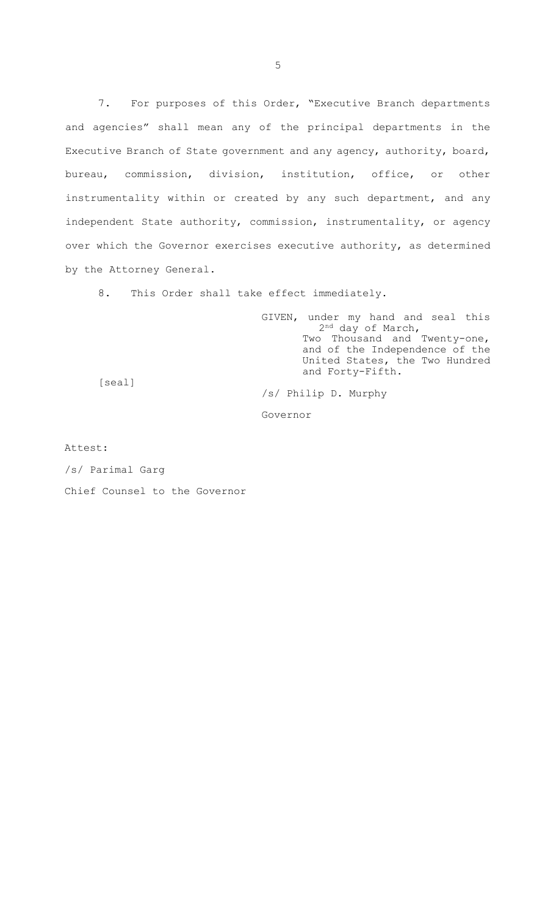7. For purposes of this Order, "Executive Branch departments and agencies" shall mean any of the principal departments in the Executive Branch of State government and any agency, authority, board, bureau, commission, division, institution, office, or other instrumentality within or created by any such department, and any independent State authority, commission, instrumentality, or agency over which the Governor exercises executive authority, as determined by the Attorney General.

8. This Order shall take effect immediately.

GIVEN, under my hand and seal this 2nd day of March, Two Thousand and Twenty-one, and of the Independence of the United States, the Two Hundred and Forty-Fifth.

[seal]

/s/ Philip D. Murphy

Governor

Attest:

/s/ Parimal Garg

Chief Counsel to the Governor